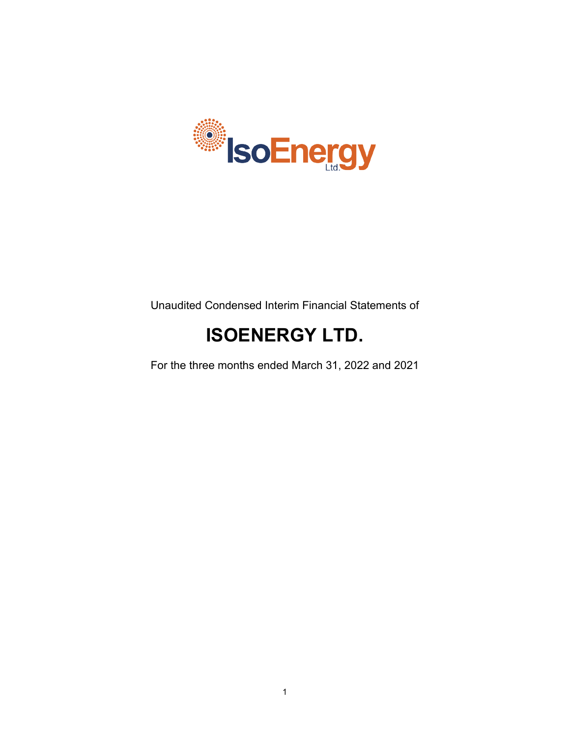Unaudited Condensed Interim Financial Statements of

# ISOENERGY LTD.

For the three months ended March 31, 2022 and 2021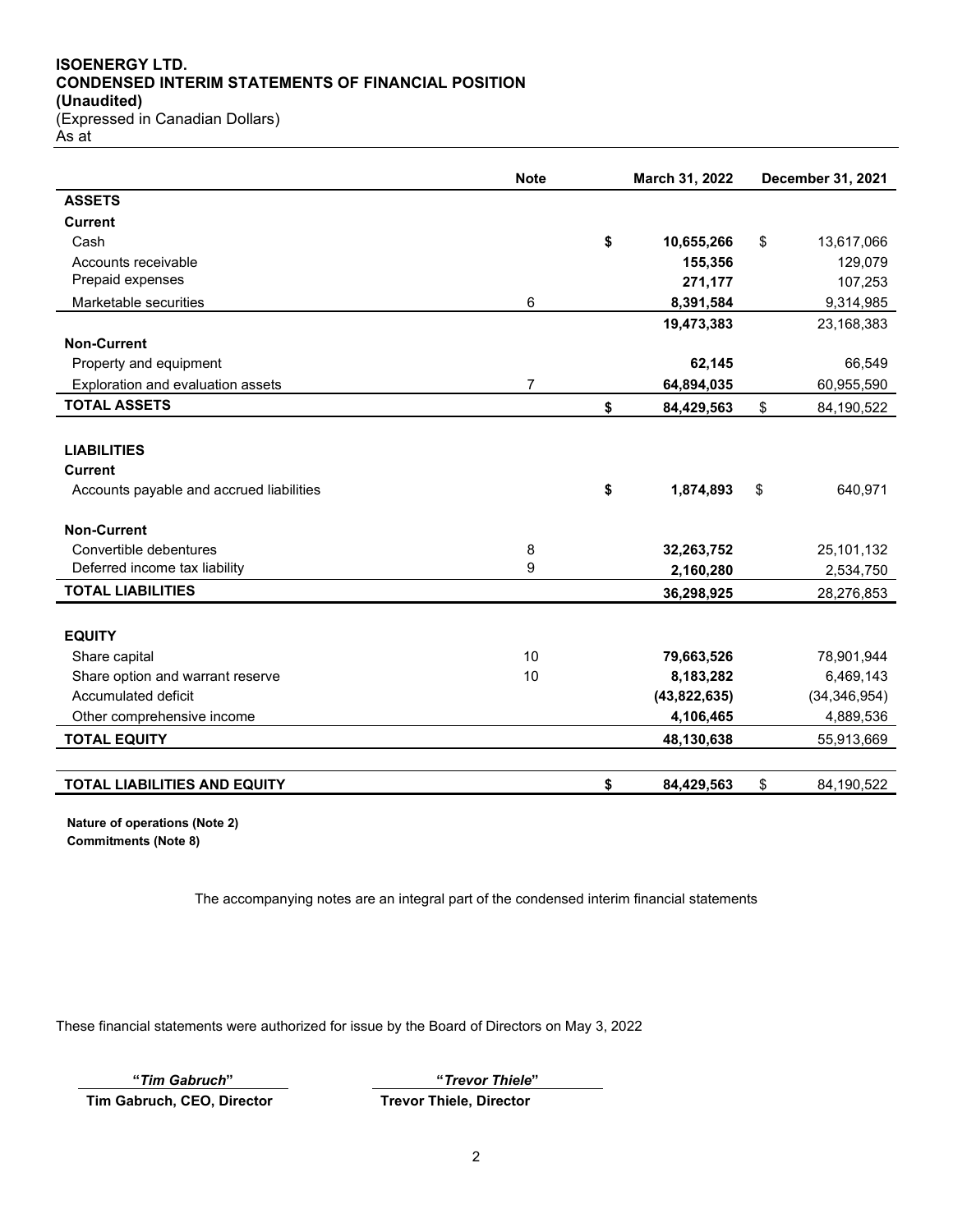**ISOENERGY LTD.**
**CONDENSED INTERIM STATEMENTS OF FINANCIAL POSITION**
**(Unaudited)**
(Expressed in Canadian Dollars)
As at

| | Note | March 31, 2022 | December 31, 2021 |
|---|---|---|---|
| **ASSETS** | | | |
| **Current** | | | |
| Cash | | **$ 10,655,266** | $ 13,617,066 |
| Accounts receivable | | **155,356** | 129,079 |
| Prepaid expenses | | **271,177** | 107,253 |
| Marketable securities | 6 | **8,391,584** | 9,314,985 |
| | | **19,473,383** | 23,168,383 |
| **Non-Current** | | | |
| Property and equipment | | **62,145** | 66,549 |
| Exploration and evaluation assets | 7 | **64,894,035** | 60,955,590 |
| **TOTAL ASSETS** | | **$ 84,429,563** | $ 84,190,522 |
| | | | |
| **LIABILITIES** | | | |
| **Current** | | | |
| Accounts payable and accrued liabilities | | **$ 1,874,893** | $ 640,971 |
| | | | |
| **Non-Current** | | | |
| Convertible debentures | 8 | **32,263,752** | 25,101,132 |
| Deferred income tax liability | 9 | **2,160,280** | 2,534,750 |
| **TOTAL LIABILITIES** | | **36,298,925** | 28,276,853 |
| | | | |
| **EQUITY** | | | |
| Share capital | 10 | **79,663,526** | 78,901,944 |
| Share option and warrant reserve | 10 | **8,183,282** | 6,469,143 |
| Accumulated deficit | | **(43,822,635)** | (34,346,954) |
| Other comprehensive income | | **4,106,465** | 4,889,536 |
| **TOTAL EQUITY** | | **48,130,638** | 55,913,669 |
| | | | |
| **TOTAL LIABILITIES AND EQUITY** | | **$ 84,429,563** | $ 84,190,522 |

**Nature of operations (Note 2)**
**Commitments (Note 8)**

The accompanying notes are an integral part of the condensed interim financial statements

These financial statements were authorized for issue by the Board of Directors on May 3, 2022

**"*Tim Gabruch*"**
**Tim Gabruch, CEO, Director**

**"*Trevor Thiele*"**
**Trevor Thiele, Director**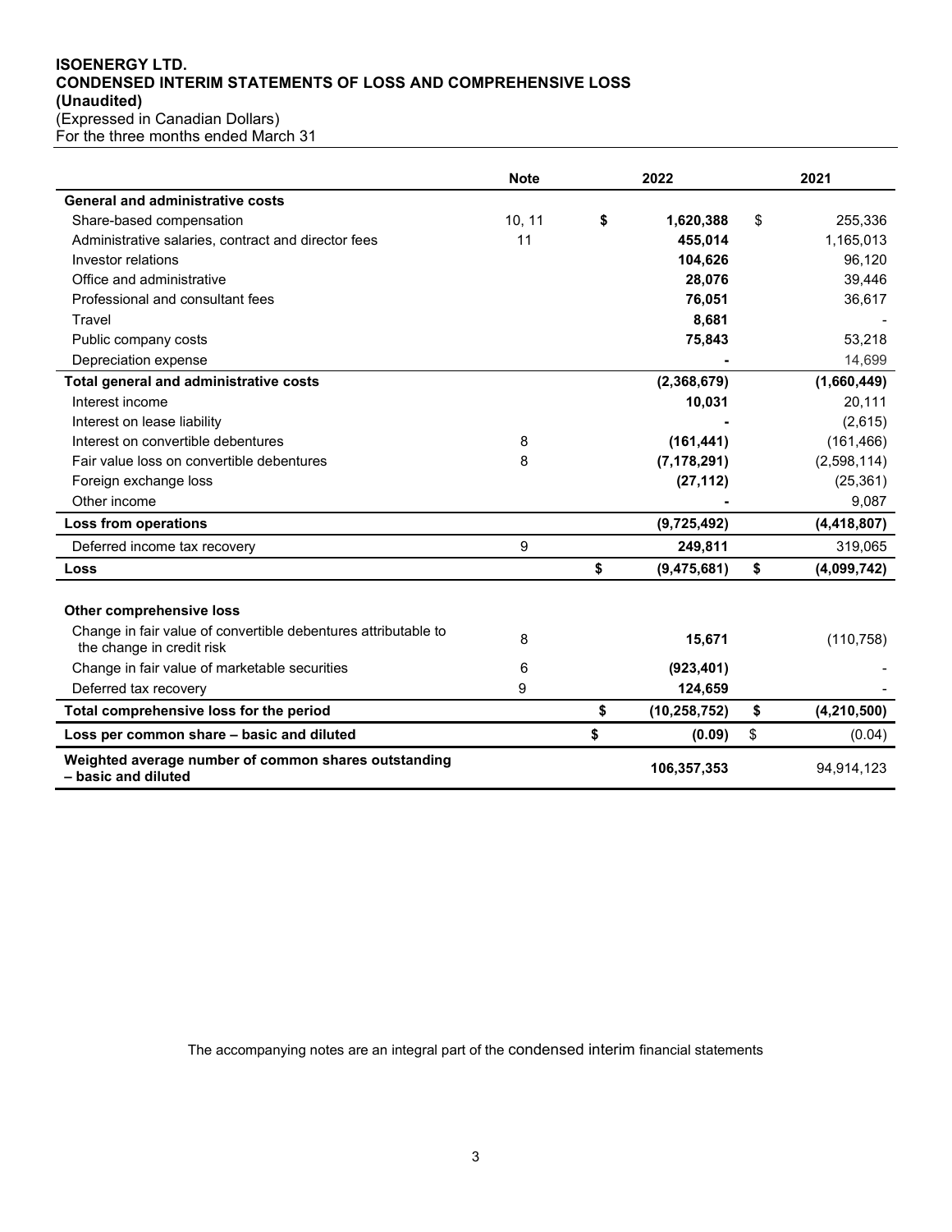**ISOENERGY LTD.**
**CONDENSED INTERIM STATEMENTS OF LOSS AND COMPREHENSIVE LOSS**
**(Unaudited)**
(Expressed in Canadian Dollars)
For the three months ended March 31

| | Note | 2022 | 2021 |
|---|---|---|---|
| **General and administrative costs** | | | |
| Share-based compensation | 10, 11 | **$ 1,620,388** | $ 255,336 |
| Administrative salaries, contract and director fees | 11 | **455,014** | 1,165,013 |
| Investor relations | | **104,626** | 96,120 |
| Office and administrative | | **28,076** | 39,446 |
| Professional and consultant fees | | **76,051** | 36,617 |
| Travel | | **8,681** | - |
| Public company costs | | **75,843** | 53,218 |
| Depreciation expense | | **-** | 14,699 |
| **Total general and administrative costs** | | **(2,368,679)** | **(1,660,449)** |
| Interest income | | **10,031** | 20,111 |
| Interest on lease liability | | **-** | (2,615) |
| Interest on convertible debentures | 8 | **(161,441)** | (161,466) |
| Fair value loss on convertible debentures | 8 | **(7,178,291)** | (2,598,114) |
| Foreign exchange loss | | **(27,112)** | (25,361) |
| Other income | | **-** | 9,087 |
| **Loss from operations** | | **(9,725,492)** | **(4,418,807)** |
| Deferred income tax recovery | 9 | **249,811** | 319,065 |
| **Loss** | | **$ (9,475,681)** | **$ (4,099,742)** |
| | | | |
| **Other comprehensive loss** | | | |
| Change in fair value of convertible debentures attributable to the change in credit risk | 8 | **15,671** | (110,758) |
| Change in fair value of marketable securities | 6 | **(923,401)** | - |
| Deferred tax recovery | 9 | **124,659** | - |
| **Total comprehensive loss for the period** | | **$ (10,258,752)** | **$ (4,210,500)** |
| **Loss per common share – basic and diluted** | | **$ (0.09)** | $ (0.04) |
| **Weighted average number of common shares outstanding – basic and diluted** | | **106,357,353** | 94,914,123 |

The accompanying notes are an integral part of the condensed interim financial statements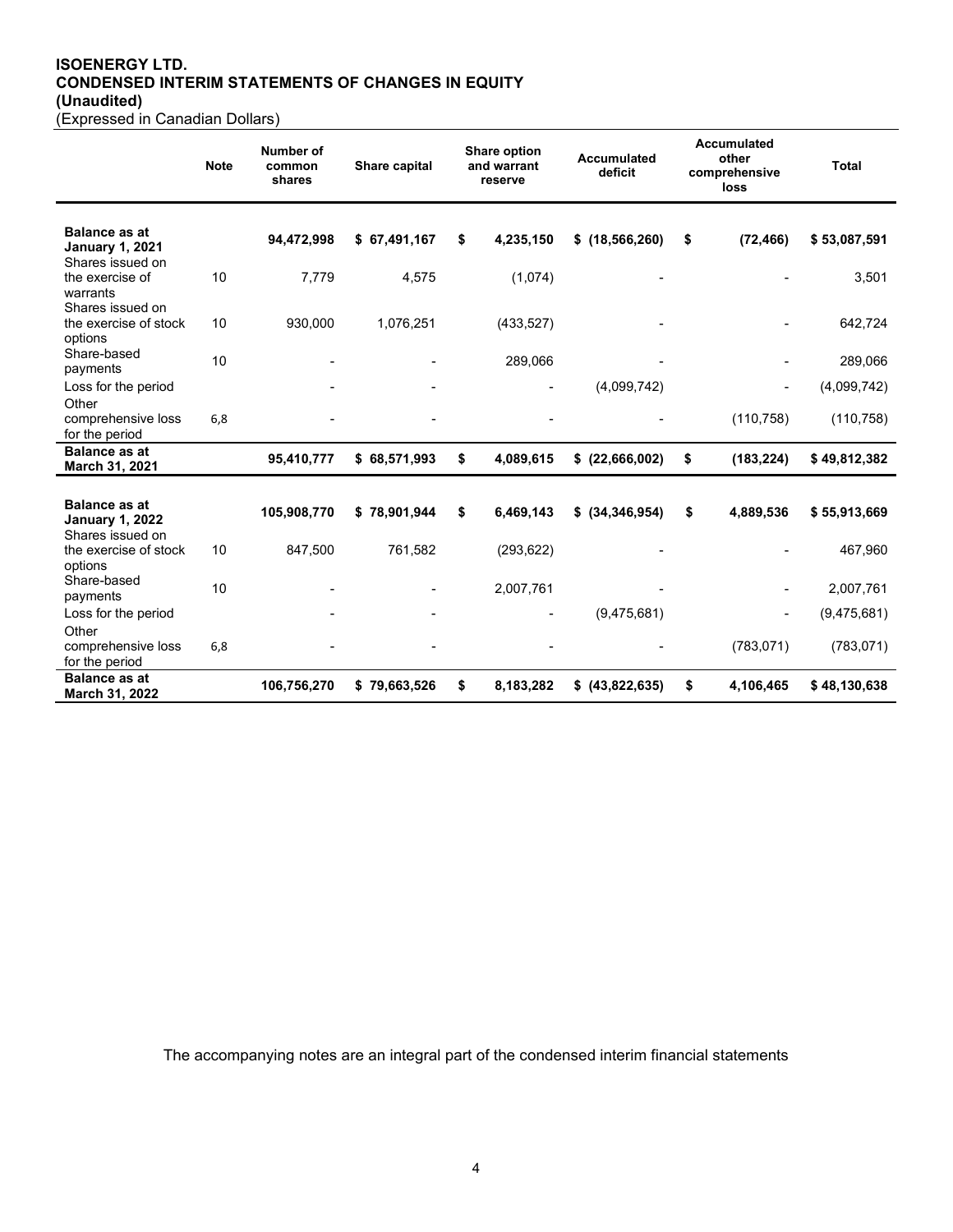**ISOENERGY LTD.**
**CONDENSED INTERIM STATEMENTS OF CHANGES IN EQUITY**
**(Unaudited)**
(Expressed in Canadian Dollars)

| | Note | Number of common shares | Share capital | Share option and warrant reserve | Accumulated deficit | Accumulated other comprehensive loss | Total |
|---|---|---|---|---|---|---|---|
| **Balance as at January 1, 2021** | | **94,472,998** | **$ 67,491,167** | **$ 4,235,150** | **$ (18,566,260)** | **$ (72,466)** | **$ 53,087,591** |
| Shares issued on the exercise of warrants | 10 | 7,779 | 4,575 | (1,074) | - | - | 3,501 |
| Shares issued on the exercise of stock options | 10 | 930,000 | 1,076,251 | (433,527) | - | - | 642,724 |
| Share-based payments | 10 | - | - | 289,066 | - | - | 289,066 |
| Loss for the period | | - | - | - | (4,099,742) | - | (4,099,742) |
| Other comprehensive loss for the period | 6,8 | - | - | - | - | (110,758) | (110,758) |
| **Balance as at March 31, 2021** | | **95,410,777** | **$ 68,571,993** | **$ 4,089,615** | **$ (22,666,002)** | **$ (183,224)** | **$ 49,812,382** |
| | | | | | | | |
| **Balance as at January 1, 2022** | | **105,908,770** | **$ 78,901,944** | **$ 6,469,143** | **$ (34,346,954)** | **$ 4,889,536** | **$ 55,913,669** |
| Shares issued on the exercise of stock options | 10 | 847,500 | 761,582 | (293,622) | - | - | 467,960 |
| Share-based payments | 10 | - | - | 2,007,761 | - | - | 2,007,761 |
| Loss for the period | | - | - | - | (9,475,681) | - | (9,475,681) |
| Other comprehensive loss for the period | 6,8 | - | - | - | - | (783,071) | (783,071) |
| **Balance as at March 31, 2022** | | **106,756,270** | **$ 79,663,526** | **$ 8,183,282** | **$ (43,822,635)** | **$ 4,106,465** | **$ 48,130,638** |

The accompanying notes are an integral part of the condensed interim financial statements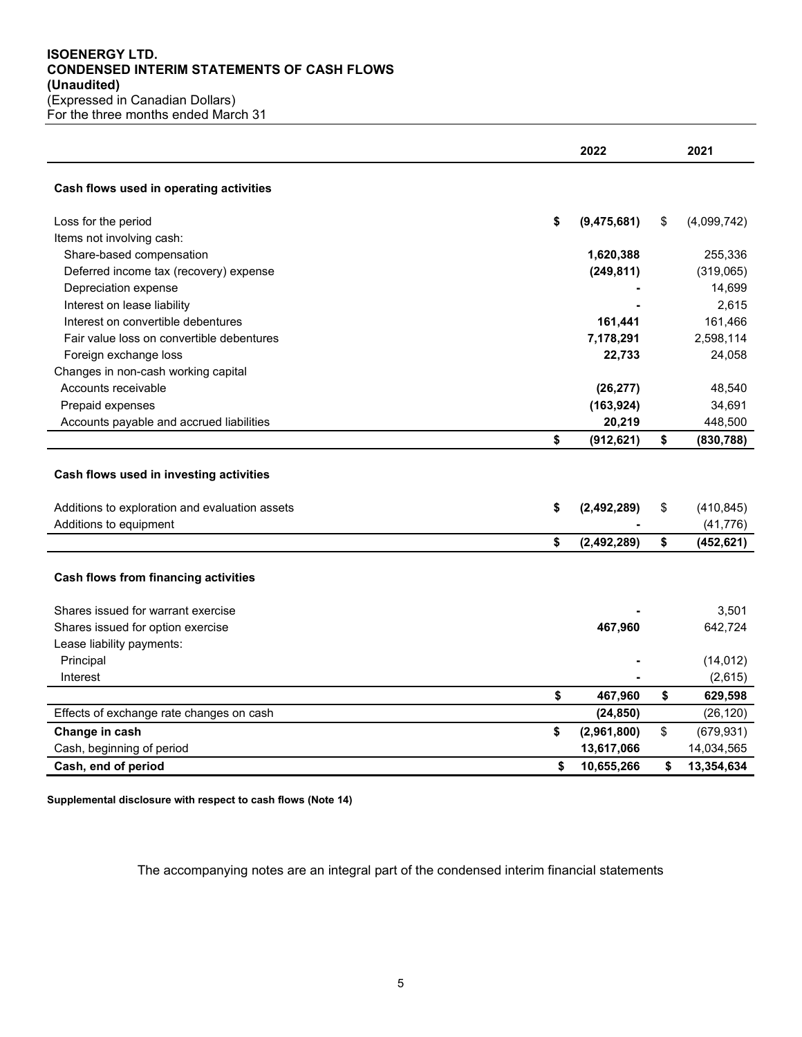**ISOENERGY LTD.**
**CONDENSED INTERIM STATEMENTS OF CASH FLOWS**
**(Unaudited)**
(Expressed in Canadian Dollars)
For the three months ended March 31

| | 2022 | 2021 |
|---|---|---|
| **Cash flows used in operating activities** | | |
| Loss for the period | **$ (9,475,681)** | $ (4,099,742) |
| Items not involving cash: | | |
| Share-based compensation | **1,620,388** | 255,336 |
| Deferred income tax (recovery) expense | **(249,811)** | (319,065) |
| Depreciation expense | **-** | 14,699 |
| Interest on lease liability | **-** | 2,615 |
| Interest on convertible debentures | **161,441** | 161,466 |
| Fair value loss on convertible debentures | **7,178,291** | 2,598,114 |
| Foreign exchange loss | **22,733** | 24,058 |
| Changes in non-cash working capital | | |
| Accounts receivable | **(26,277)** | 48,540 |
| Prepaid expenses | **(163,924)** | 34,691 |
| Accounts payable and accrued liabilities | **20,219** | 448,500 |
| | **$ (912,621)** | **$ (830,788)** |
| **Cash flows used in investing activities** | | |
| Additions to exploration and evaluation assets | **$ (2,492,289)** | $ (410,845) |
| Additions to equipment | **-** | (41,776) |
| | **$ (2,492,289)** | **$ (452,621)** |
| **Cash flows from financing activities** | | |
| Shares issued for warrant exercise | **-** | 3,501 |
| Shares issued for option exercise | **467,960** | 642,724 |
| Lease liability payments: | | |
| Principal | **-** | (14,012) |
| Interest | **-** | (2,615) |
| | **$ 467,960** | **$ 629,598** |
| Effects of exchange rate changes on cash | **(24,850)** | (26,120) |
| **Change in cash** | **$ (2,961,800)** | $ (679,931) |
| Cash, beginning of period | **13,617,066** | 14,034,565 |
| **Cash, end of period** | **$ 10,655,266** | **$ 13,354,634** |

**Supplemental disclosure with respect to cash flows (Note 14)**

The accompanying notes are an integral part of the condensed interim financial statements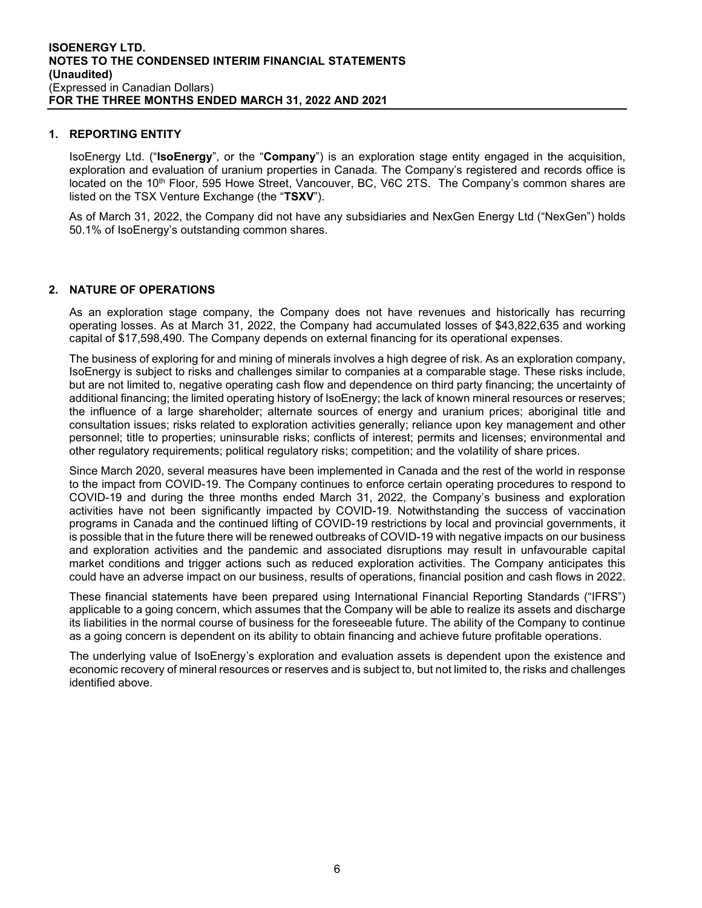## 1. REPORTING ENTITY

IsoEnergy Ltd. ("**IsoEnergy**", or the "**Company**") is an exploration stage entity engaged in the acquisition, exploration and evaluation of uranium properties in Canada. The Company's registered and records office is located on the 10th Floor, 595 Howe Street, Vancouver, BC, V6C 2TS. The Company's common shares are listed on the TSX Venture Exchange (the "**TSXV**").

As of March 31, 2022, the Company did not have any subsidiaries and NexGen Energy Ltd ("NexGen") holds 50.1% of IsoEnergy's outstanding common shares.

## 2. NATURE OF OPERATIONS

As an exploration stage company, the Company does not have revenues and historically has recurring operating losses. As at March 31, 2022, the Company had accumulated losses of $43,822,635 and working capital of $17,598,490. The Company depends on external financing for its operational expenses.

The business of exploring for and mining of minerals involves a high degree of risk. As an exploration company, IsoEnergy is subject to risks and challenges similar to companies at a comparable stage. These risks include, but are not limited to, negative operating cash flow and dependence on third party financing; the uncertainty of additional financing; the limited operating history of IsoEnergy; the lack of known mineral resources or reserves; the influence of a large shareholder; alternate sources of energy and uranium prices; aboriginal title and consultation issues; risks related to exploration activities generally; reliance upon key management and other personnel; title to properties; uninsurable risks; conflicts of interest; permits and licenses; environmental and other regulatory requirements; political regulatory risks; competition; and the volatility of share prices.

Since March 2020, several measures have been implemented in Canada and the rest of the world in response to the impact from COVID-19. The Company continues to enforce certain operating procedures to respond to COVID-19 and during the three months ended March 31, 2022, the Company's business and exploration activities have not been significantly impacted by COVID-19. Notwithstanding the success of vaccination programs in Canada and the continued lifting of COVID-19 restrictions by local and provincial governments, it is possible that in the future there will be renewed outbreaks of COVID-19 with negative impacts on our business and exploration activities and the pandemic and associated disruptions may result in unfavourable capital market conditions and trigger actions such as reduced exploration activities. The Company anticipates this could have an adverse impact on our business, results of operations, financial position and cash flows in 2022.

These financial statements have been prepared using International Financial Reporting Standards ("IFRS") applicable to a going concern, which assumes that the Company will be able to realize its assets and discharge its liabilities in the normal course of business for the foreseeable future. The ability of the Company to continue as a going concern is dependent on its ability to obtain financing and achieve future profitable operations.

The underlying value of IsoEnergy's exploration and evaluation assets is dependent upon the existence and economic recovery of mineral resources or reserves and is subject to, but not limited to, the risks and challenges identified above.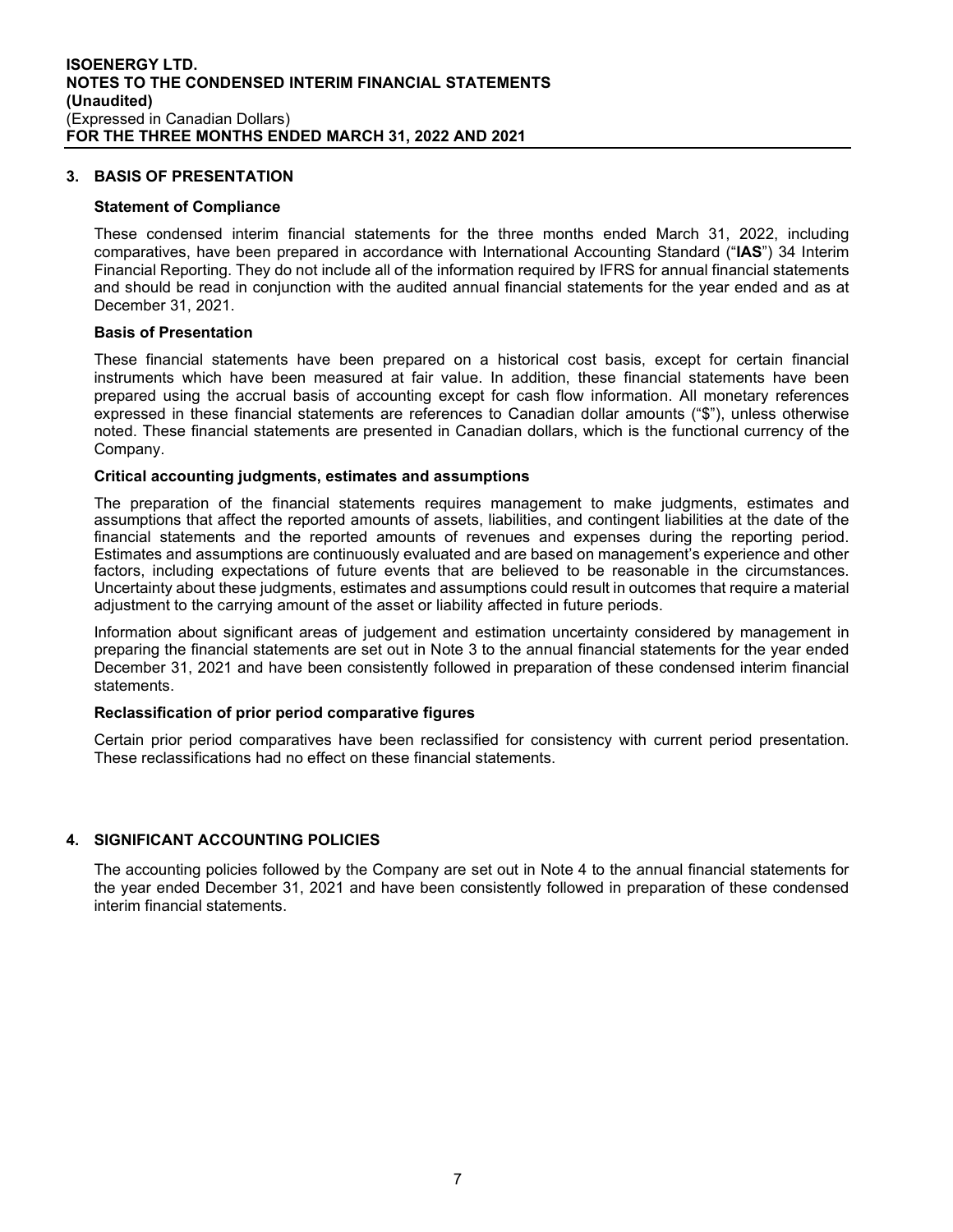## 3. BASIS OF PRESENTATION

### Statement of Compliance

These condensed interim financial statements for the three months ended March 31, 2022, including comparatives, have been prepared in accordance with International Accounting Standard ("**IAS**") 34 Interim Financial Reporting. They do not include all of the information required by IFRS for annual financial statements and should be read in conjunction with the audited annual financial statements for the year ended and as at December 31, 2021.

### Basis of Presentation

These financial statements have been prepared on a historical cost basis, except for certain financial instruments which have been measured at fair value. In addition, these financial statements have been prepared using the accrual basis of accounting except for cash flow information. All monetary references expressed in these financial statements are references to Canadian dollar amounts ("$"), unless otherwise noted. These financial statements are presented in Canadian dollars, which is the functional currency of the Company.

### Critical accounting judgments, estimates and assumptions

The preparation of the financial statements requires management to make judgments, estimates and assumptions that affect the reported amounts of assets, liabilities, and contingent liabilities at the date of the financial statements and the reported amounts of revenues and expenses during the reporting period. Estimates and assumptions are continuously evaluated and are based on management's experience and other factors, including expectations of future events that are believed to be reasonable in the circumstances. Uncertainty about these judgments, estimates and assumptions could result in outcomes that require a material adjustment to the carrying amount of the asset or liability affected in future periods.

Information about significant areas of judgement and estimation uncertainty considered by management in preparing the financial statements are set out in Note 3 to the annual financial statements for the year ended December 31, 2021 and have been consistently followed in preparation of these condensed interim financial statements.

### Reclassification of prior period comparative figures

Certain prior period comparatives have been reclassified for consistency with current period presentation. These reclassifications had no effect on these financial statements.

## 4. SIGNIFICANT ACCOUNTING POLICIES

The accounting policies followed by the Company are set out in Note 4 to the annual financial statements for the year ended December 31, 2021 and have been consistently followed in preparation of these condensed interim financial statements.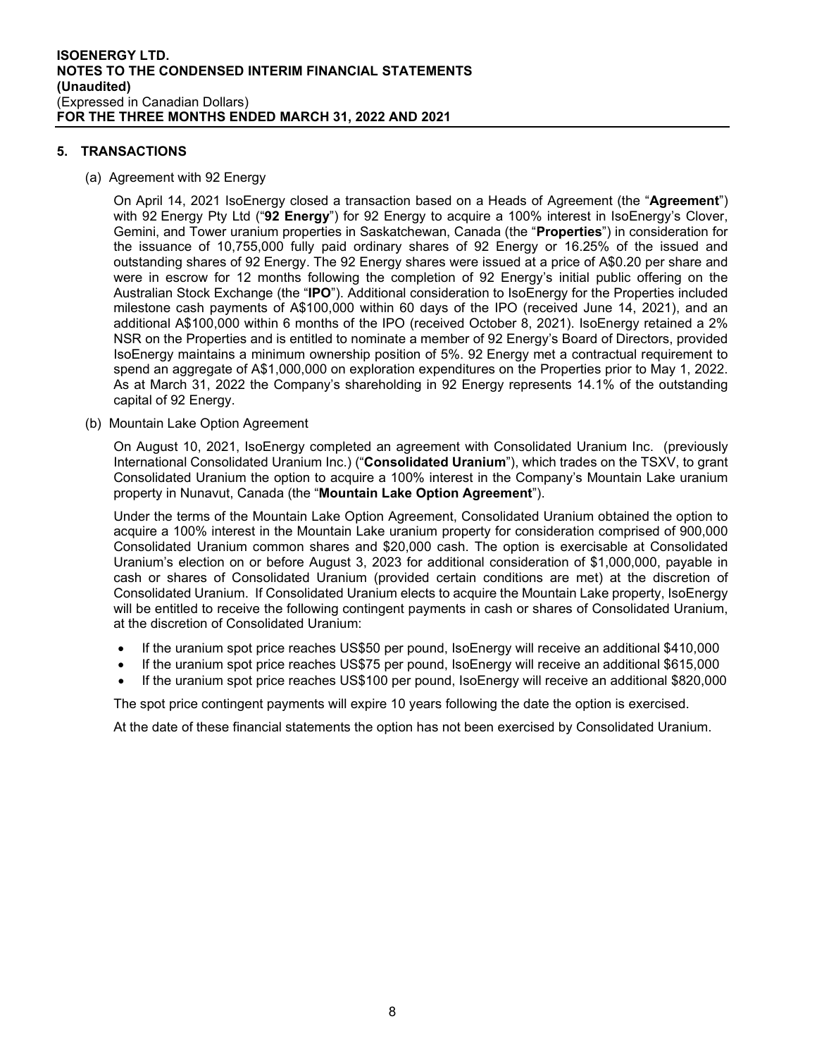## 5. TRANSACTIONS

(a) Agreement with 92 Energy

On April 14, 2021 IsoEnergy closed a transaction based on a Heads of Agreement (the "**Agreement**") with 92 Energy Pty Ltd ("**92 Energy**") for 92 Energy to acquire a 100% interest in IsoEnergy's Clover, Gemini, and Tower uranium properties in Saskatchewan, Canada (the "**Properties**") in consideration for the issuance of 10,755,000 fully paid ordinary shares of 92 Energy or 16.25% of the issued and outstanding shares of 92 Energy. The 92 Energy shares were issued at a price of A$0.20 per share and were in escrow for 12 months following the completion of 92 Energy's initial public offering on the Australian Stock Exchange (the "**IPO**"). Additional consideration to IsoEnergy for the Properties included milestone cash payments of A$100,000 within 60 days of the IPO (received June 14, 2021), and an additional A$100,000 within 6 months of the IPO (received October 8, 2021). IsoEnergy retained a 2% NSR on the Properties and is entitled to nominate a member of 92 Energy's Board of Directors, provided IsoEnergy maintains a minimum ownership position of 5%. 92 Energy met a contractual requirement to spend an aggregate of A$1,000,000 on exploration expenditures on the Properties prior to May 1, 2022. As at March 31, 2022 the Company's shareholding in 92 Energy represents 14.1% of the outstanding capital of 92 Energy.

(b) Mountain Lake Option Agreement

On August 10, 2021, IsoEnergy completed an agreement with Consolidated Uranium Inc. (previously International Consolidated Uranium Inc.) ("**Consolidated Uranium**"), which trades on the TSXV, to grant Consolidated Uranium the option to acquire a 100% interest in the Company's Mountain Lake uranium property in Nunavut, Canada (the "**Mountain Lake Option Agreement**").

Under the terms of the Mountain Lake Option Agreement, Consolidated Uranium obtained the option to acquire a 100% interest in the Mountain Lake uranium property for consideration comprised of 900,000 Consolidated Uranium common shares and $20,000 cash. The option is exercisable at Consolidated Uranium's election on or before August 3, 2023 for additional consideration of $1,000,000, payable in cash or shares of Consolidated Uranium (provided certain conditions are met) at the discretion of Consolidated Uranium. If Consolidated Uranium elects to acquire the Mountain Lake property, IsoEnergy will be entitled to receive the following contingent payments in cash or shares of Consolidated Uranium, at the discretion of Consolidated Uranium:

- If the uranium spot price reaches US$50 per pound, IsoEnergy will receive an additional $410,000
- If the uranium spot price reaches US$75 per pound, IsoEnergy will receive an additional $615,000
- If the uranium spot price reaches US$100 per pound, IsoEnergy will receive an additional $820,000

The spot price contingent payments will expire 10 years following the date the option is exercised.

At the date of these financial statements the option has not been exercised by Consolidated Uranium.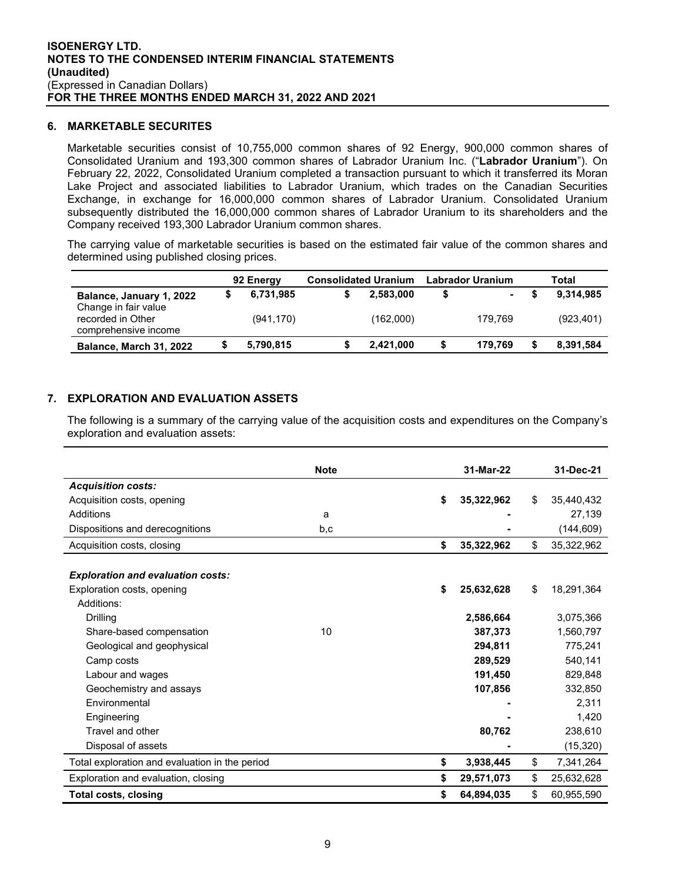## 6. MARKETABLE SECURITES

Marketable securities consist of 10,755,000 common shares of 92 Energy, 900,000 common shares of Consolidated Uranium and 193,300 common shares of Labrador Uranium Inc. ("**Labrador Uranium**"). On February 22, 2022, Consolidated Uranium completed a transaction pursuant to which it transferred its Moran Lake Project and associated liabilities to Labrador Uranium, which trades on the Canadian Securities Exchange, in exchange for 16,000,000 common shares of Labrador Uranium. Consolidated Uranium subsequently distributed the 16,000,000 common shares of Labrador Uranium to its shareholders and the Company received 193,300 Labrador Uranium common shares.

The carrying value of marketable securities is based on the estimated fair value of the common shares and determined using published closing prices.

| | 92 Energy | Consolidated Uranium | Labrador Uranium | Total |
|---|---|---|---|---|
| **Balance, January 1, 2022** | **$ 6,731,985** | **$ 2,583,000** | **$ -** | **$ 9,314,985** |
| Change in fair value recorded in Other comprehensive income | (941,170) | (162,000) | 179,769 | (923,401) |
| **Balance, March 31, 2022** | **$ 5,790,815** | **$ 2,421,000** | **$ 179,769** | **$ 8,391,584** |

## 7. EXPLORATION AND EVALUATION ASSETS

The following is a summary of the carrying value of the acquisition costs and expenditures on the Company's exploration and evaluation assets:

| | Note | 31-Mar-22 | 31-Dec-21 |
|---|---|---|---|
| ***Acquisition costs:*** | | | |
| Acquisition costs, opening | | **$ 35,322,962** | $ 35,440,432 |
| Additions | a | **-** | 27,139 |
| Dispositions and derecognitions | b,c | **-** | (144,609) |
| Acquisition costs, closing | | **$ 35,322,962** | $ 35,322,962 |
| | | | |
| ***Exploration and evaluation costs:*** | | | |
| Exploration costs, opening | | **$ 25,632,628** | $ 18,291,364 |
| Additions: | | | |
| Drilling | | **2,586,664** | 3,075,366 |
| Share-based compensation | 10 | **387,373** | 1,560,797 |
| Geological and geophysical | | **294,811** | 775,241 |
| Camp costs | | **289,529** | 540,141 |
| Labour and wages | | **191,450** | 829,848 |
| Geochemistry and assays | | **107,856** | 332,850 |
| Environmental | | **-** | 2,311 |
| Engineering | | **-** | 1,420 |
| Travel and other | | **80,762** | 238,610 |
| Disposal of assets | | **-** | (15,320) |
| Total exploration and evaluation in the period | | **$ 3,938,445** | $ 7,341,264 |
| Exploration and evaluation, closing | | **$ 29,571,073** | $ 25,632,628 |
| **Total costs, closing** | | **$ 64,894,035** | $ 60,955,590 |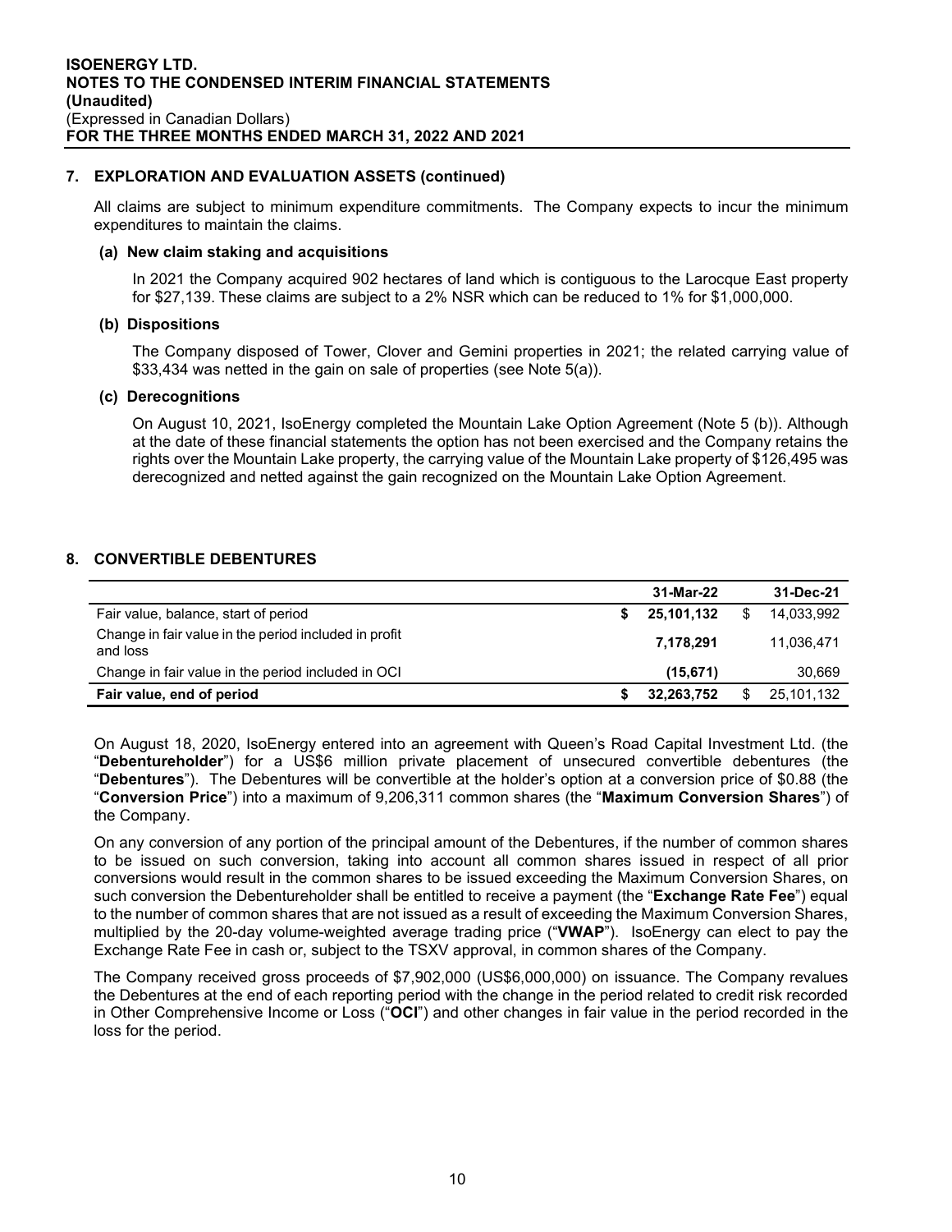## 7. EXPLORATION AND EVALUATION ASSETS (continued)

All claims are subject to minimum expenditure commitments. The Company expects to incur the minimum expenditures to maintain the claims.

### (a) New claim staking and acquisitions

In 2021 the Company acquired 902 hectares of land which is contiguous to the Larocque East property for $27,139. These claims are subject to a 2% NSR which can be reduced to 1% for $1,000,000.

### (b) Dispositions

The Company disposed of Tower, Clover and Gemini properties in 2021; the related carrying value of $33,434 was netted in the gain on sale of properties (see Note 5(a)).

### (c) Derecognitions

On August 10, 2021, IsoEnergy completed the Mountain Lake Option Agreement (Note 5 (b)). Although at the date of these financial statements the option has not been exercised and the Company retains the rights over the Mountain Lake property, the carrying value of the Mountain Lake property of $126,495 was derecognized and netted against the gain recognized on the Mountain Lake Option Agreement.

## 8. CONVERTIBLE DEBENTURES

| | 31-Mar-22 | 31-Dec-21 |
|---|---|---|
| Fair value, balance, start of period | **$ 25,101,132** | $ 14,033,992 |
| Change in fair value in the period included in profit and loss | **7,178,291** | 11,036,471 |
| Change in fair value in the period included in OCI | **(15,671)** | 30,669 |
| **Fair value, end of period** | **$ 32,263,752** | $ 25,101,132 |

On August 18, 2020, IsoEnergy entered into an agreement with Queen's Road Capital Investment Ltd. (the "**Debentureholder**") for a US$6 million private placement of unsecured convertible debentures (the "**Debentures**"). The Debentures will be convertible at the holder's option at a conversion price of $0.88 (the "**Conversion Price**") into a maximum of 9,206,311 common shares (the "**Maximum Conversion Shares**") of the Company.

On any conversion of any portion of the principal amount of the Debentures, if the number of common shares to be issued on such conversion, taking into account all common shares issued in respect of all prior conversions would result in the common shares to be issued exceeding the Maximum Conversion Shares, on such conversion the Debentureholder shall be entitled to receive a payment (the "**Exchange Rate Fee**") equal to the number of common shares that are not issued as a result of exceeding the Maximum Conversion Shares, multiplied by the 20-day volume-weighted average trading price ("**VWAP**"). IsoEnergy can elect to pay the Exchange Rate Fee in cash or, subject to the TSXV approval, in common shares of the Company.

The Company received gross proceeds of $7,902,000 (US$6,000,000) on issuance. The Company revalues the Debentures at the end of each reporting period with the change in the period related to credit risk recorded in Other Comprehensive Income or Loss ("**OCI**") and other changes in fair value in the period recorded in the loss for the period.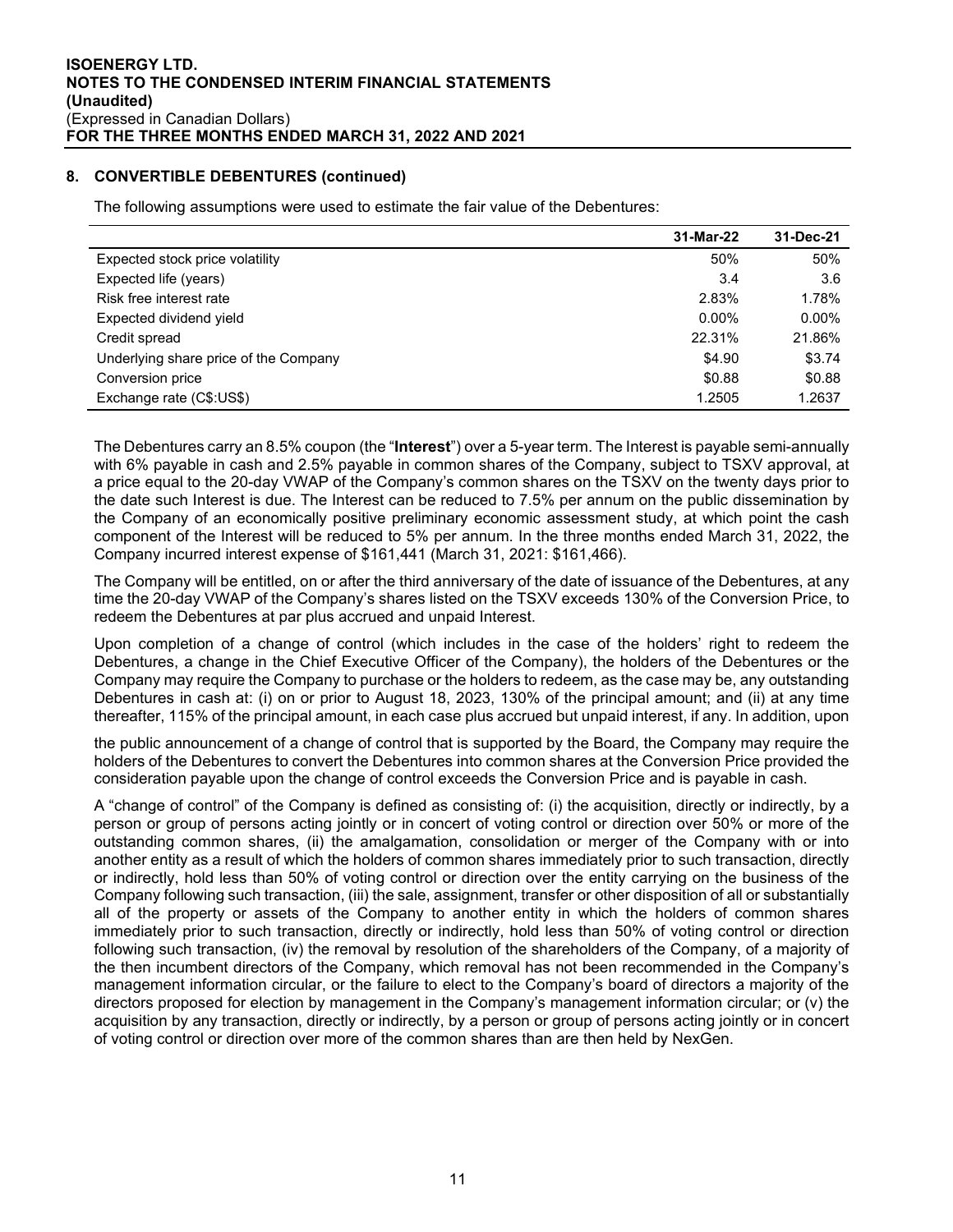## 8. CONVERTIBLE DEBENTURES (continued)

The following assumptions were used to estimate the fair value of the Debentures:

| | 31-Mar-22 | 31-Dec-21 |
|---|---|---|
| Expected stock price volatility | 50% | 50% |
| Expected life (years) | 3.4 | 3.6 |
| Risk free interest rate | 2.83% | 1.78% |
| Expected dividend yield | 0.00% | 0.00% |
| Credit spread | 22.31% | 21.86% |
| Underlying share price of the Company | $4.90 | $3.74 |
| Conversion price | $0.88 | $0.88 |
| Exchange rate (C$:US$) | 1.2505 | 1.2637 |

The Debentures carry an 8.5% coupon (the "**Interest**") over a 5-year term. The Interest is payable semi-annually with 6% payable in cash and 2.5% payable in common shares of the Company, subject to TSXV approval, at a price equal to the 20-day VWAP of the Company's common shares on the TSXV on the twenty days prior to the date such Interest is due. The Interest can be reduced to 7.5% per annum on the public dissemination by the Company of an economically positive preliminary economic assessment study, at which point the cash component of the Interest will be reduced to 5% per annum. In the three months ended March 31, 2022, the Company incurred interest expense of $161,441 (March 31, 2021: $161,466).

The Company will be entitled, on or after the third anniversary of the date of issuance of the Debentures, at any time the 20-day VWAP of the Company's shares listed on the TSXV exceeds 130% of the Conversion Price, to redeem the Debentures at par plus accrued and unpaid Interest.

Upon completion of a change of control (which includes in the case of the holders' right to redeem the Debentures, a change in the Chief Executive Officer of the Company), the holders of the Debentures or the Company may require the Company to purchase or the holders to redeem, as the case may be, any outstanding Debentures in cash at: (i) on or prior to August 18, 2023, 130% of the principal amount; and (ii) at any time thereafter, 115% of the principal amount, in each case plus accrued but unpaid interest, if any. In addition, upon the public announcement of a change of control that is supported by the Board, the Company may require the holders of the Debentures to convert the Debentures into common shares at the Conversion Price provided the consideration payable upon the change of control exceeds the Conversion Price and is payable in cash.

A "change of control" of the Company is defined as consisting of: (i) the acquisition, directly or indirectly, by a person or group of persons acting jointly or in concert of voting control or direction over 50% or more of the outstanding common shares, (ii) the amalgamation, consolidation or merger of the Company with or into another entity as a result of which the holders of common shares immediately prior to such transaction, directly or indirectly, hold less than 50% of voting control or direction over the entity carrying on the business of the Company following such transaction, (iii) the sale, assignment, transfer or other disposition of all or substantially all of the property or assets of the Company to another entity in which the holders of common shares immediately prior to such transaction, directly or indirectly, hold less than 50% of voting control or direction following such transaction, (iv) the removal by resolution of the shareholders of the Company, of a majority of the then incumbent directors of the Company, which removal has not been recommended in the Company's management information circular, or the failure to elect to the Company's board of directors a majority of the directors proposed for election by management in the Company's management information circular; or (v) the acquisition by any transaction, directly or indirectly, by a person or group of persons acting jointly or in concert of voting control or direction over more of the common shares than are then held by NexGen.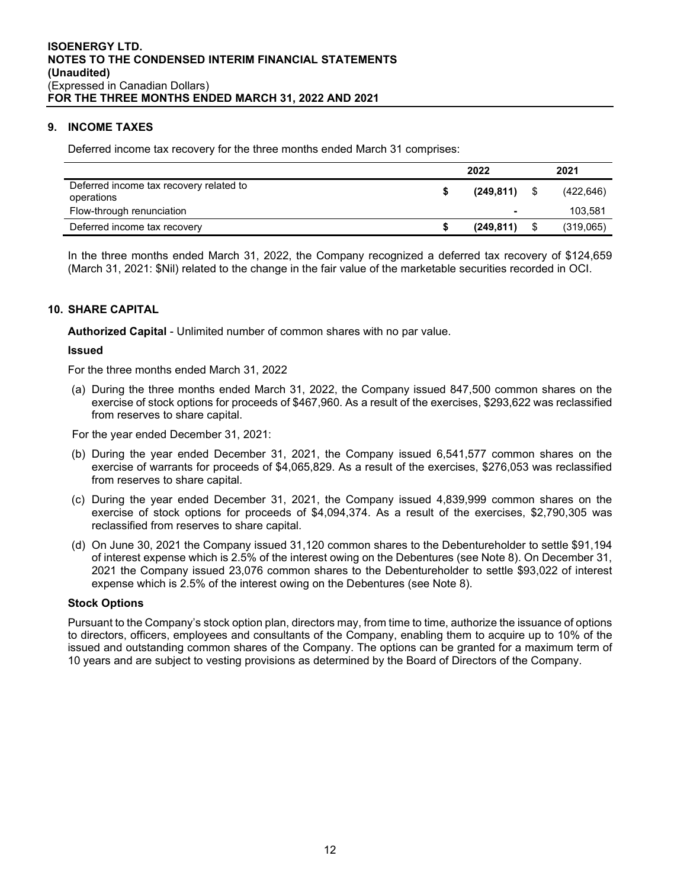## 9. INCOME TAXES

Deferred income tax recovery for the three months ended March 31 comprises:

| | 2022 | 2021 |
|---|---|---|
| Deferred income tax recovery related to operations | **$ (249,811)** | $ (422,646) |
| Flow-through renunciation | **-** | 103,581 |
| Deferred income tax recovery | **$ (249,811)** | $ (319,065) |

In the three months ended March 31, 2022, the Company recognized a deferred tax recovery of $124,659 (March 31, 2021: $Nil) related to the change in the fair value of the marketable securities recorded in OCI.

## 10. SHARE CAPITAL

**Authorized Capital** - Unlimited number of common shares with no par value.

**Issued**

For the three months ended March 31, 2022

(a) During the three months ended March 31, 2022, the Company issued 847,500 common shares on the exercise of stock options for proceeds of $467,960. As a result of the exercises, $293,622 was reclassified from reserves to share capital.

For the year ended December 31, 2021:

(b) During the year ended December 31, 2021, the Company issued 6,541,577 common shares on the exercise of warrants for proceeds of $4,065,829. As a result of the exercises, $276,053 was reclassified from reserves to share capital.

(c) During the year ended December 31, 2021, the Company issued 4,839,999 common shares on the exercise of stock options for proceeds of $4,094,374. As a result of the exercises, $2,790,305 was reclassified from reserves to share capital.

(d) On June 30, 2021 the Company issued 31,120 common shares to the Debentureholder to settle $91,194 of interest expense which is 2.5% of the interest owing on the Debentures (see Note 8). On December 31, 2021 the Company issued 23,076 common shares to the Debentureholder to settle $93,022 of interest expense which is 2.5% of the interest owing on the Debentures (see Note 8).

**Stock Options**

Pursuant to the Company's stock option plan, directors may, from time to time, authorize the issuance of options to directors, officers, employees and consultants of the Company, enabling them to acquire up to 10% of the issued and outstanding common shares of the Company. The options can be granted for a maximum term of 10 years and are subject to vesting provisions as determined by the Board of Directors of the Company.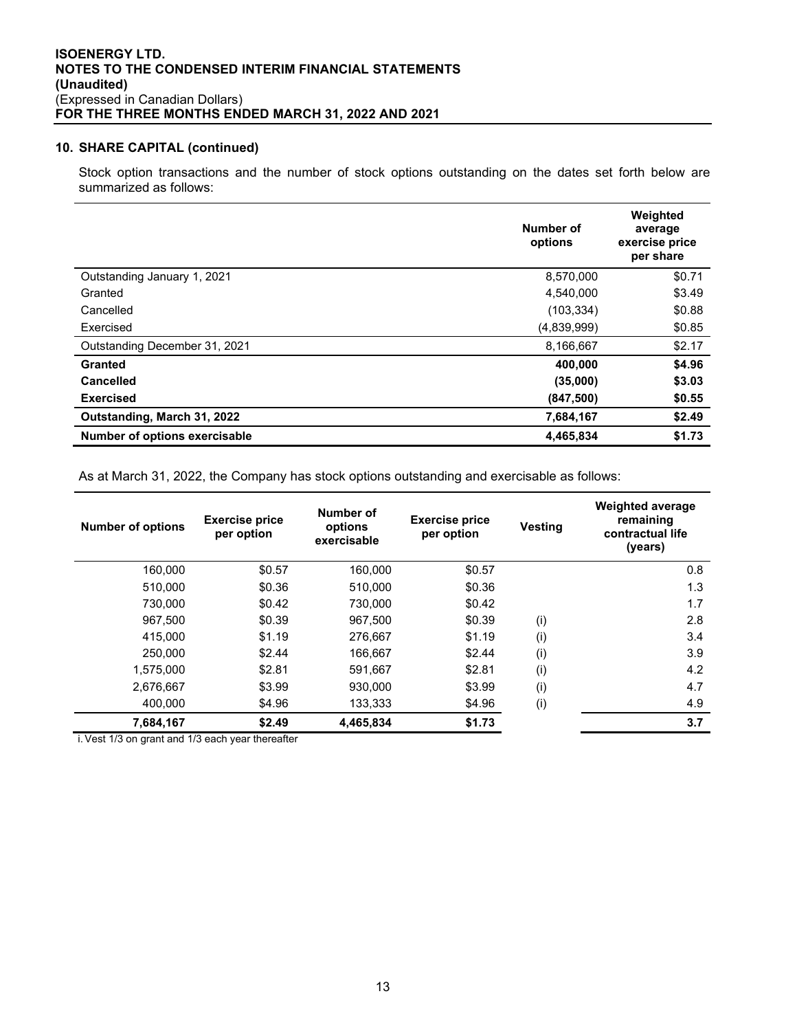## 10. SHARE CAPITAL (continued)

Stock option transactions and the number of stock options outstanding on the dates set forth below are summarized as follows:

| | Number of options | Weighted average exercise price per share |
|---|---|---|
| Outstanding January 1, 2021 | 8,570,000 | $0.71 |
| Granted | 4,540,000 | $3.49 |
| Cancelled | (103,334) | $0.88 |
| Exercised | (4,839,999) | $0.85 |
| Outstanding December 31, 2021 | 8,166,667 | $2.17 |
| **Granted** | **400,000** | **$4.96** |
| **Cancelled** | **(35,000)** | **$3.03** |
| **Exercised** | **(847,500)** | **$0.55** |
| **Outstanding, March 31, 2022** | **7,684,167** | **$2.49** |
| **Number of options exercisable** | **4,465,834** | **$1.73** |

As at March 31, 2022, the Company has stock options outstanding and exercisable as follows:

| Number of options | Exercise price per option | Number of options exercisable | Exercise price per option | Vesting | Weighted average remaining contractual life (years) |
|---|---|---|---|---|---|
| 160,000 | $0.57 | 160,000 | $0.57 | | 0.8 |
| 510,000 | $0.36 | 510,000 | $0.36 | | 1.3 |
| 730,000 | $0.42 | 730,000 | $0.42 | | 1.7 |
| 967,500 | $0.39 | 967,500 | $0.39 | (i) | 2.8 |
| 415,000 | $1.19 | 276,667 | $1.19 | (i) | 3.4 |
| 250,000 | $2.44 | 166,667 | $2.44 | (i) | 3.9 |
| 1,575,000 | $2.81 | 591,667 | $2.81 | (i) | 4.2 |
| 2,676,667 | $3.99 | 930,000 | $3.99 | (i) | 4.7 |
| 400,000 | $4.96 | 133,333 | $4.96 | (i) | 4.9 |
| **7,684,167** | **$2.49** | **4,465,834** | **$1.73** | | **3.7** |

i. Vest 1/3 on grant and 1/3 each year thereafter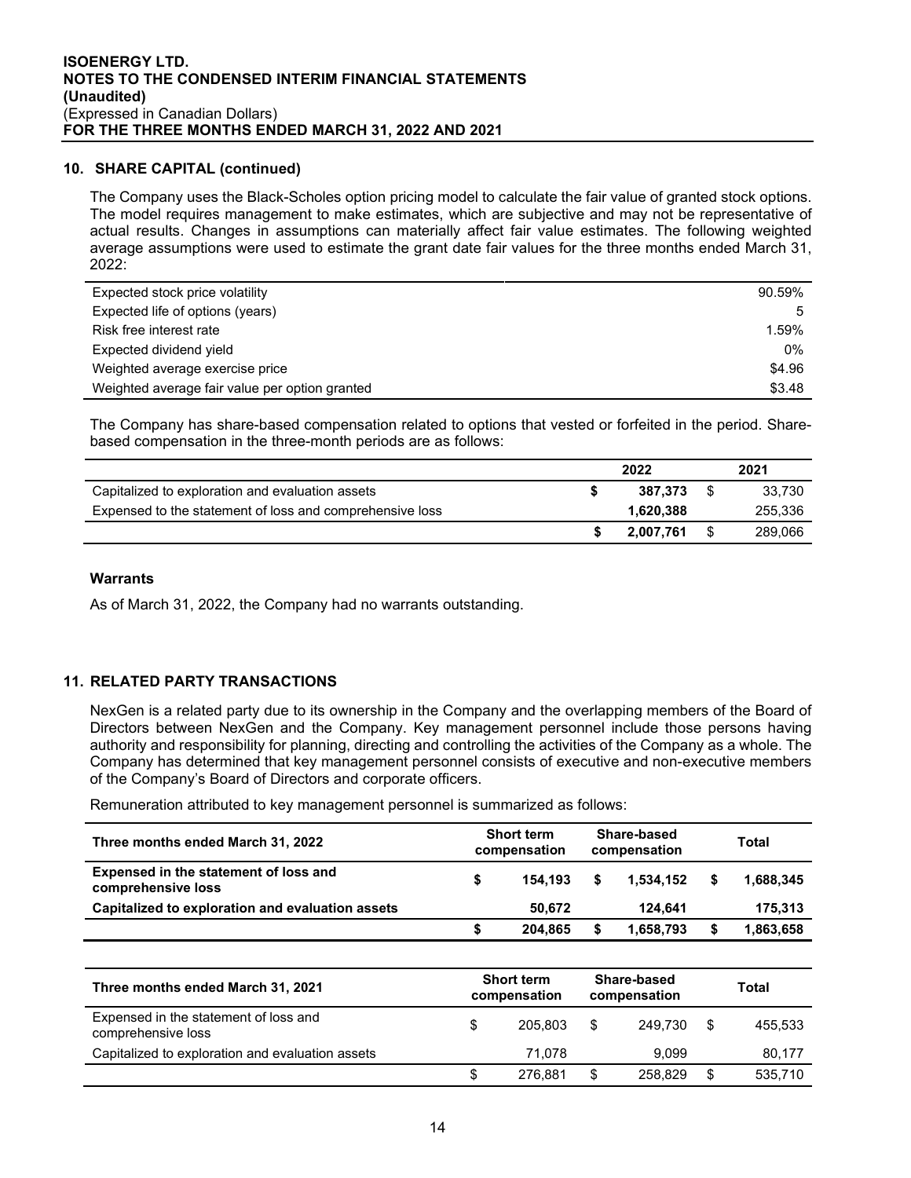## 10. SHARE CAPITAL (continued)

The Company uses the Black-Scholes option pricing model to calculate the fair value of granted stock options. The model requires management to make estimates, which are subjective and may not be representative of actual results. Changes in assumptions can materially affect fair value estimates. The following weighted average assumptions were used to estimate the grant date fair values for the three months ended March 31, 2022:

| | |
|---|---|
| Expected stock price volatility | 90.59% |
| Expected life of options (years) | 5 |
| Risk free interest rate | 1.59% |
| Expected dividend yield | 0% |
| Weighted average exercise price | $4.96 |
| Weighted average fair value per option granted | $3.48 |

The Company has share-based compensation related to options that vested or forfeited in the period. Share-based compensation in the three-month periods are as follows:

| | 2022 | 2021 |
|---|---|---|
| Capitalized to exploration and evaluation assets | $ **387,373** | $ 33,730 |
| Expensed to the statement of loss and comprehensive loss | **1,620,388** | 255,336 |
| | $ **2,007,761** | $ 289,066 |

### Warrants

As of March 31, 2022, the Company had no warrants outstanding.

## 11. RELATED PARTY TRANSACTIONS

NexGen is a related party due to its ownership in the Company and the overlapping members of the Board of Directors between NexGen and the Company. Key management personnel include those persons having authority and responsibility for planning, directing and controlling the activities of the Company as a whole. The Company has determined that key management personnel consists of executive and non-executive members of the Company's Board of Directors and corporate officers.

Remuneration attributed to key management personnel is summarized as follows:

| **Three months ended March 31, 2022** | **Short term compensation** | **Share-based compensation** | **Total** |
|---|---|---|---|
| **Expensed in the statement of loss and comprehensive loss** | **$ 154,193** | **$ 1,534,152** | **$ 1,688,345** |
| **Capitalized to exploration and evaluation assets** | **50,672** | **124,641** | **175,313** |
| | **$ 204,865** | **$ 1,658,793** | **$ 1,863,658** |

| **Three months ended March 31, 2021** | **Short term compensation** | **Share-based compensation** | **Total** |
|---|---|---|---|
| Expensed in the statement of loss and comprehensive loss | $ 205,803 | $ 249,730 | $ 455,533 |
| Capitalized to exploration and evaluation assets | 71,078 | 9,099 | 80,177 |
| | $ 276,881 | $ 258,829 | $ 535,710 |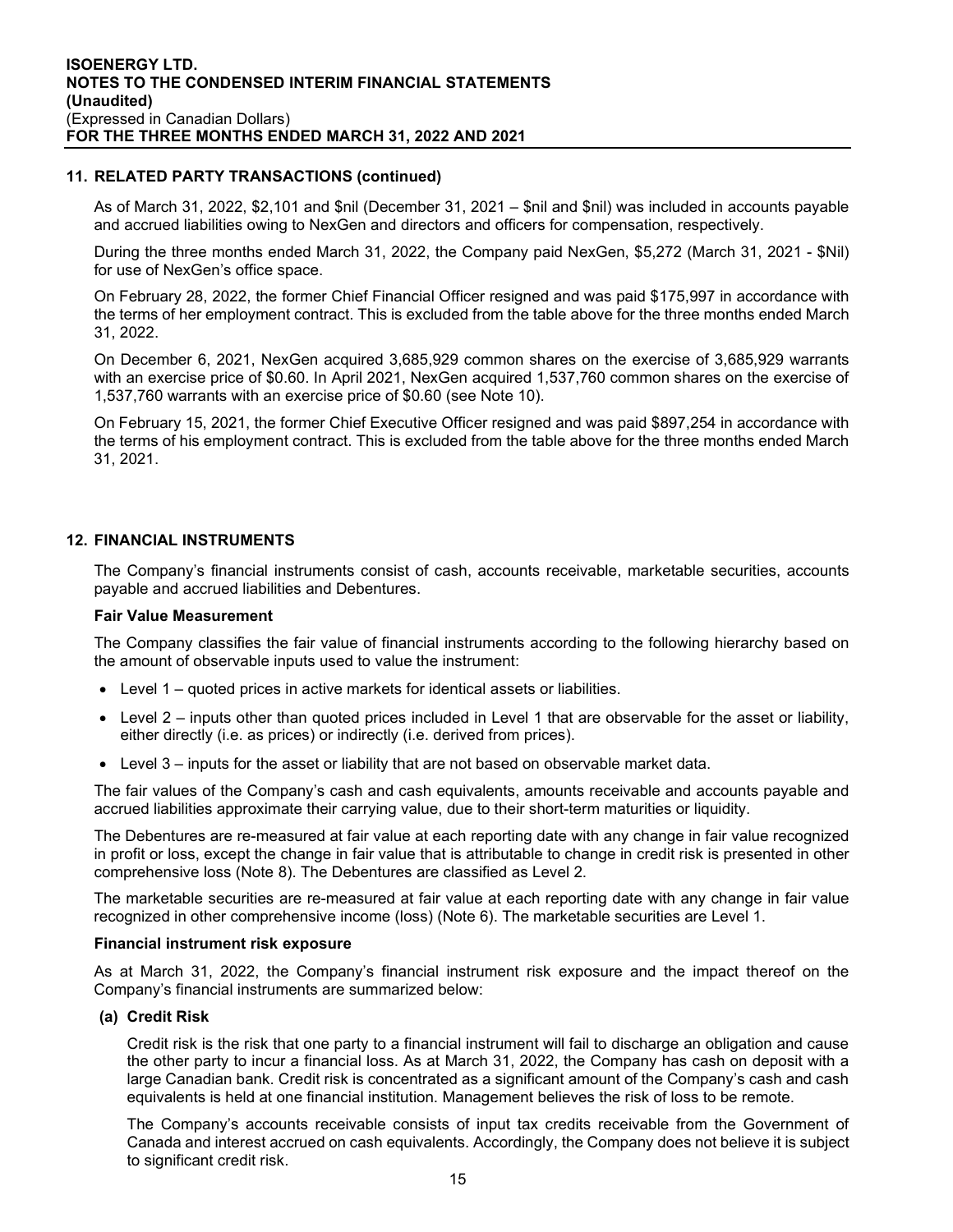## 11. RELATED PARTY TRANSACTIONS (continued)

As of March 31, 2022, $2,101 and $nil (December 31, 2021 – $nil and $nil) was included in accounts payable and accrued liabilities owing to NexGen and directors and officers for compensation, respectively.

During the three months ended March 31, 2022, the Company paid NexGen, $5,272 (March 31, 2021 - $Nil) for use of NexGen's office space.

On February 28, 2022, the former Chief Financial Officer resigned and was paid $175,997 in accordance with the terms of her employment contract. This is excluded from the table above for the three months ended March 31, 2022.

On December 6, 2021, NexGen acquired 3,685,929 common shares on the exercise of 3,685,929 warrants with an exercise price of $0.60. In April 2021, NexGen acquired 1,537,760 common shares on the exercise of 1,537,760 warrants with an exercise price of $0.60 (see Note 10).

On February 15, 2021, the former Chief Executive Officer resigned and was paid $897,254 in accordance with the terms of his employment contract. This is excluded from the table above for the three months ended March 31, 2021.

## 12. FINANCIAL INSTRUMENTS

The Company's financial instruments consist of cash, accounts receivable, marketable securities, accounts payable and accrued liabilities and Debentures.

**Fair Value Measurement**

The Company classifies the fair value of financial instruments according to the following hierarchy based on the amount of observable inputs used to value the instrument:

- Level 1 – quoted prices in active markets for identical assets or liabilities.
- Level 2 – inputs other than quoted prices included in Level 1 that are observable for the asset or liability, either directly (i.e. as prices) or indirectly (i.e. derived from prices).
- Level 3 – inputs for the asset or liability that are not based on observable market data.

The fair values of the Company's cash and cash equivalents, amounts receivable and accounts payable and accrued liabilities approximate their carrying value, due to their short-term maturities or liquidity.

The Debentures are re-measured at fair value at each reporting date with any change in fair value recognized in profit or loss, except the change in fair value that is attributable to change in credit risk is presented in other comprehensive loss (Note 8). The Debentures are classified as Level 2.

The marketable securities are re-measured at fair value at each reporting date with any change in fair value recognized in other comprehensive income (loss) (Note 6). The marketable securities are Level 1.

**Financial instrument risk exposure**

As at March 31, 2022, the Company's financial instrument risk exposure and the impact thereof on the Company's financial instruments are summarized below:

**(a) Credit Risk**

Credit risk is the risk that one party to a financial instrument will fail to discharge an obligation and cause the other party to incur a financial loss. As at March 31, 2022, the Company has cash on deposit with a large Canadian bank. Credit risk is concentrated as a significant amount of the Company's cash and cash equivalents is held at one financial institution. Management believes the risk of loss to be remote.

The Company's accounts receivable consists of input tax credits receivable from the Government of Canada and interest accrued on cash equivalents. Accordingly, the Company does not believe it is subject to significant credit risk.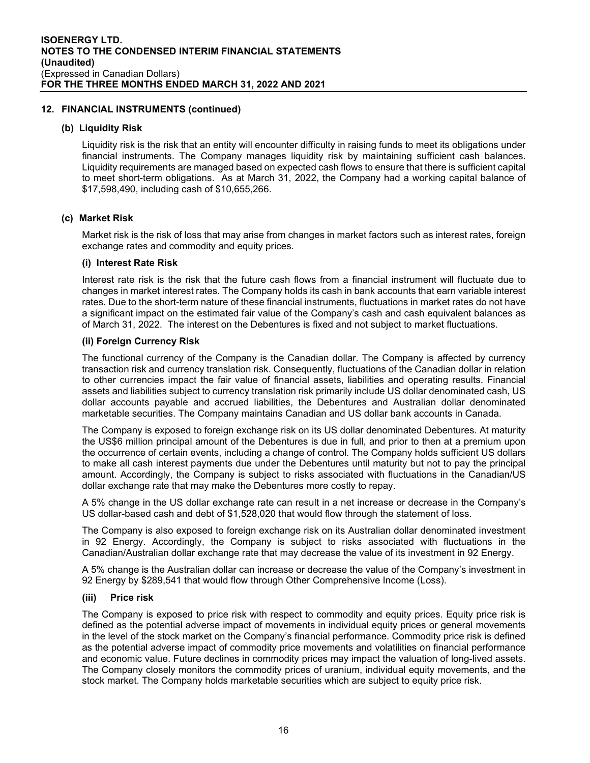## 12. FINANCIAL INSTRUMENTS (continued)

### (b) Liquidity Risk

Liquidity risk is the risk that an entity will encounter difficulty in raising funds to meet its obligations under financial instruments. The Company manages liquidity risk by maintaining sufficient cash balances. Liquidity requirements are managed based on expected cash flows to ensure that there is sufficient capital to meet short-term obligations. As at March 31, 2022, the Company had a working capital balance of $17,598,490, including cash of $10,655,266.

### (c) Market Risk

Market risk is the risk of loss that may arise from changes in market factors such as interest rates, foreign exchange rates and commodity and equity prices.

#### (i) Interest Rate Risk

Interest rate risk is the risk that the future cash flows from a financial instrument will fluctuate due to changes in market interest rates. The Company holds its cash in bank accounts that earn variable interest rates. Due to the short-term nature of these financial instruments, fluctuations in market rates do not have a significant impact on the estimated fair value of the Company's cash and cash equivalent balances as of March 31, 2022. The interest on the Debentures is fixed and not subject to market fluctuations.

#### (ii) Foreign Currency Risk

The functional currency of the Company is the Canadian dollar. The Company is affected by currency transaction risk and currency translation risk. Consequently, fluctuations of the Canadian dollar in relation to other currencies impact the fair value of financial assets, liabilities and operating results. Financial assets and liabilities subject to currency translation risk primarily include US dollar denominated cash, US dollar accounts payable and accrued liabilities, the Debentures and Australian dollar denominated marketable securities. The Company maintains Canadian and US dollar bank accounts in Canada.

The Company is exposed to foreign exchange risk on its US dollar denominated Debentures. At maturity the US$6 million principal amount of the Debentures is due in full, and prior to then at a premium upon the occurrence of certain events, including a change of control. The Company holds sufficient US dollars to make all cash interest payments due under the Debentures until maturity but not to pay the principal amount. Accordingly, the Company is subject to risks associated with fluctuations in the Canadian/US dollar exchange rate that may make the Debentures more costly to repay.

A 5% change in the US dollar exchange rate can result in a net increase or decrease in the Company's US dollar-based cash and debt of $1,528,020 that would flow through the statement of loss.

The Company is also exposed to foreign exchange risk on its Australian dollar denominated investment in 92 Energy. Accordingly, the Company is subject to risks associated with fluctuations in the Canadian/Australian dollar exchange rate that may decrease the value of its investment in 92 Energy.

A 5% change is the Australian dollar can increase or decrease the value of the Company's investment in 92 Energy by $289,541 that would flow through Other Comprehensive Income (Loss).

#### (iii) Price risk

The Company is exposed to price risk with respect to commodity and equity prices. Equity price risk is defined as the potential adverse impact of movements in individual equity prices or general movements in the level of the stock market on the Company's financial performance. Commodity price risk is defined as the potential adverse impact of commodity price movements and volatilities on financial performance and economic value. Future declines in commodity prices may impact the valuation of long-lived assets. The Company closely monitors the commodity prices of uranium, individual equity movements, and the stock market. The Company holds marketable securities which are subject to equity price risk.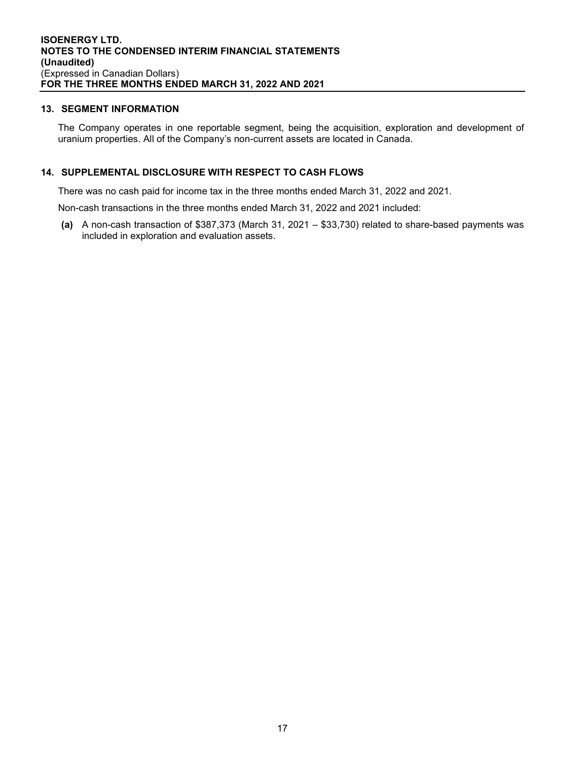## 13. SEGMENT INFORMATION

The Company operates in one reportable segment, being the acquisition, exploration and development of uranium properties. All of the Company's non-current assets are located in Canada.

## 14. SUPPLEMENTAL DISCLOSURE WITH RESPECT TO CASH FLOWS

There was no cash paid for income tax in the three months ended March 31, 2022 and 2021.

Non-cash transactions in the three months ended March 31, 2022 and 2021 included:

**(a)** A non-cash transaction of $387,373 (March 31, 2021 – $33,730) related to share-based payments was included in exploration and evaluation assets.